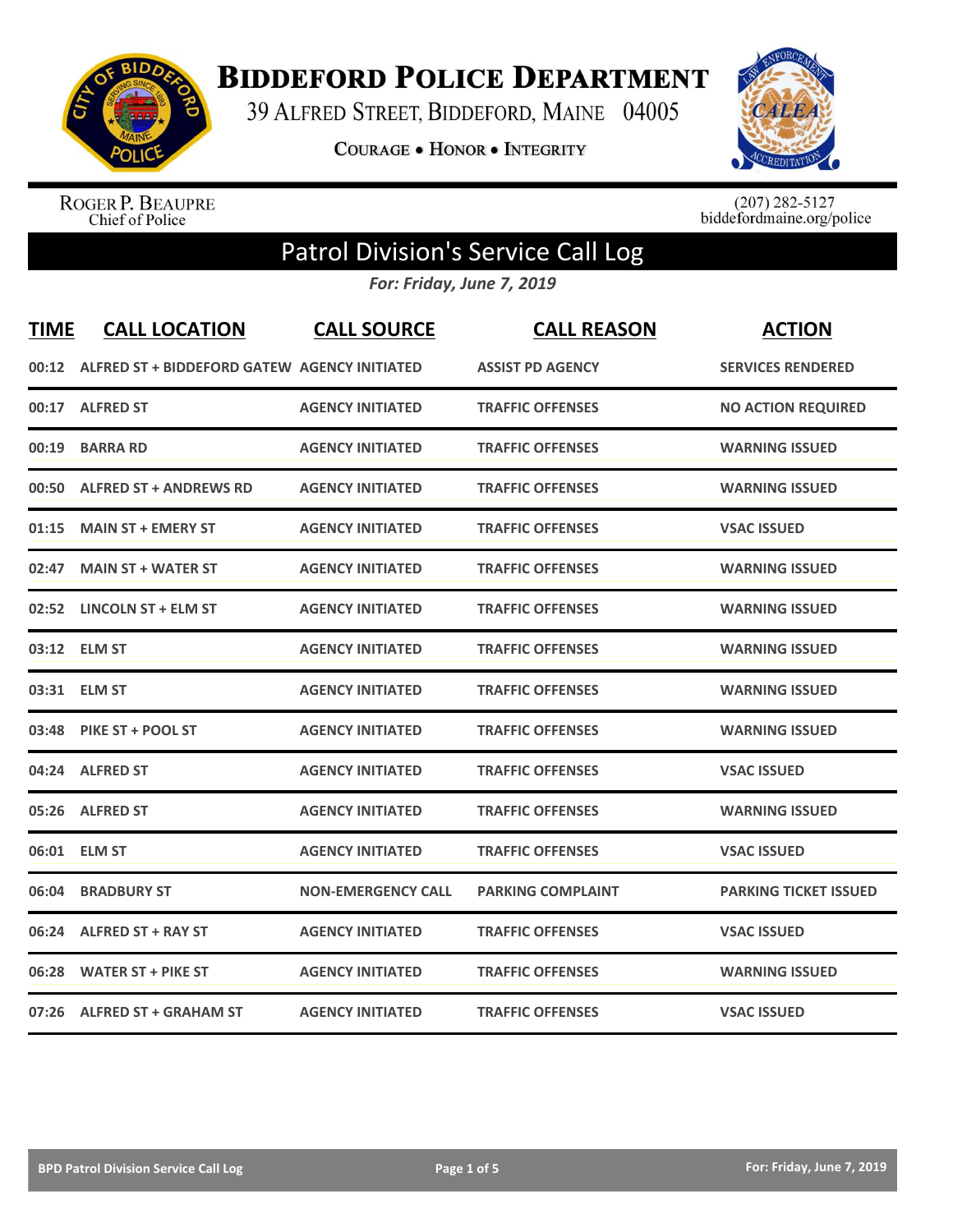# Biddeford Police Department

39 Alfred Street, Biddeford, Maine 04005

Courage • Honor • Integrity

Roger P. Beaupre
Chief of Police

(207) 282-5127
biddefordmaine.org/police

## Patrol Division's Service Call Log

*For: Friday, June 7, 2019*

| TIME | CALL LOCATION | CALL SOURCE | CALL REASON | ACTION |
|---|---|---|---|---|
| 00:12 | ALFRED ST + BIDDEFORD GATEW | AGENCY INITIATED | ASSIST PD AGENCY | SERVICES RENDERED |
| 00:17 | ALFRED ST | AGENCY INITIATED | TRAFFIC OFFENSES | NO ACTION REQUIRED |
| 00:19 | BARRA RD | AGENCY INITIATED | TRAFFIC OFFENSES | WARNING ISSUED |
| 00:50 | ALFRED ST + ANDREWS RD | AGENCY INITIATED | TRAFFIC OFFENSES | WARNING ISSUED |
| 01:15 | MAIN ST + EMERY ST | AGENCY INITIATED | TRAFFIC OFFENSES | VSAC ISSUED |
| 02:47 | MAIN ST + WATER ST | AGENCY INITIATED | TRAFFIC OFFENSES | WARNING ISSUED |
| 02:52 | LINCOLN ST + ELM ST | AGENCY INITIATED | TRAFFIC OFFENSES | WARNING ISSUED |
| 03:12 | ELM ST | AGENCY INITIATED | TRAFFIC OFFENSES | WARNING ISSUED |
| 03:31 | ELM ST | AGENCY INITIATED | TRAFFIC OFFENSES | WARNING ISSUED |
| 03:48 | PIKE ST + POOL ST | AGENCY INITIATED | TRAFFIC OFFENSES | WARNING ISSUED |
| 04:24 | ALFRED ST | AGENCY INITIATED | TRAFFIC OFFENSES | VSAC ISSUED |
| 05:26 | ALFRED ST | AGENCY INITIATED | TRAFFIC OFFENSES | WARNING ISSUED |
| 06:01 | ELM ST | AGENCY INITIATED | TRAFFIC OFFENSES | VSAC ISSUED |
| 06:04 | BRADBURY ST | NON-EMERGENCY CALL | PARKING COMPLAINT | PARKING TICKET ISSUED |
| 06:24 | ALFRED ST + RAY ST | AGENCY INITIATED | TRAFFIC OFFENSES | VSAC ISSUED |
| 06:28 | WATER ST + PIKE ST | AGENCY INITIATED | TRAFFIC OFFENSES | WARNING ISSUED |
| 07:26 | ALFRED ST + GRAHAM ST | AGENCY INITIATED | TRAFFIC OFFENSES | VSAC ISSUED |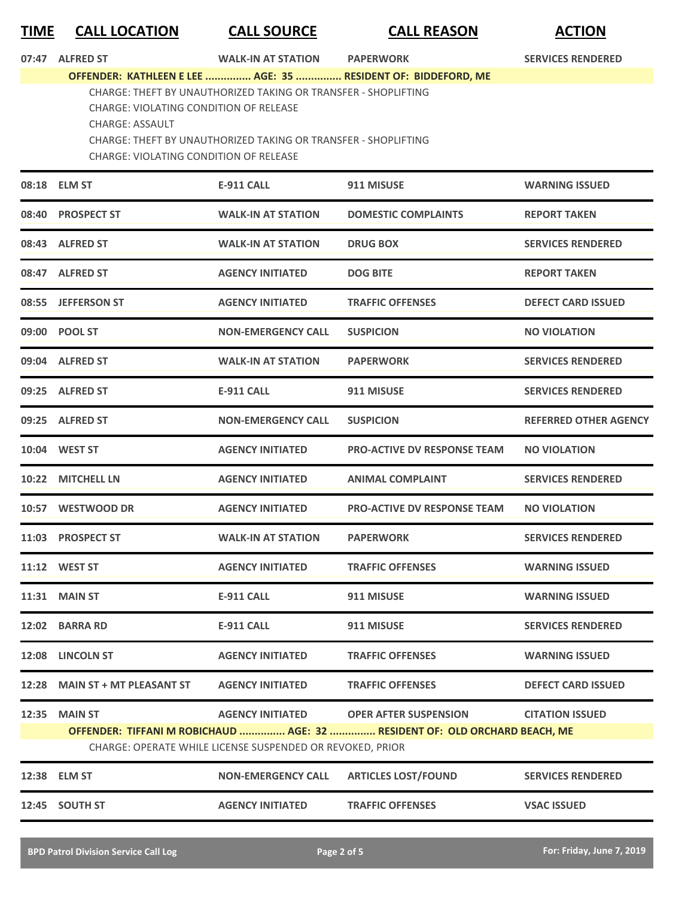| TIME | CALL LOCATION | CALL SOURCE | CALL REASON | ACTION |
|---|---|---|---|---|
| 07:47 | ALFRED ST | WALK-IN AT STATION | PAPERWORK | SERVICES RENDERED |
| OFFENDER: KATHLEEN E LEE ............... AGE: 35 ............... RESIDENT OF: BIDDEFORD, ME | | | | |
| CHARGE: THEFT BY UNAUTHORIZED TAKING OR TRANSFER - SHOPLIFTING<br>CHARGE: VIOLATING CONDITION OF RELEASE<br>CHARGE: ASSAULT<br>CHARGE: THEFT BY UNAUTHORIZED TAKING OR TRANSFER - SHOPLIFTING<br>CHARGE: VIOLATING CONDITION OF RELEASE | | | | |
| 08:18 | ELM ST | E-911 CALL | 911 MISUSE | WARNING ISSUED |
| 08:40 | PROSPECT ST | WALK-IN AT STATION | DOMESTIC COMPLAINTS | REPORT TAKEN |
| 08:43 | ALFRED ST | WALK-IN AT STATION | DRUG BOX | SERVICES RENDERED |
| 08:47 | ALFRED ST | AGENCY INITIATED | DOG BITE | REPORT TAKEN |
| 08:55 | JEFFERSON ST | AGENCY INITIATED | TRAFFIC OFFENSES | DEFECT CARD ISSUED |
| 09:00 | POOL ST | NON-EMERGENCY CALL | SUSPICION | NO VIOLATION |
| 09:04 | ALFRED ST | WALK-IN AT STATION | PAPERWORK | SERVICES RENDERED |
| 09:25 | ALFRED ST | E-911 CALL | 911 MISUSE | SERVICES RENDERED |
| 09:25 | ALFRED ST | NON-EMERGENCY CALL | SUSPICION | REFERRED OTHER AGENCY |
| 10:04 | WEST ST | AGENCY INITIATED | PRO-ACTIVE DV RESPONSE TEAM | NO VIOLATION |
| 10:22 | MITCHELL LN | AGENCY INITIATED | ANIMAL COMPLAINT | SERVICES RENDERED |
| 10:57 | WESTWOOD DR | AGENCY INITIATED | PRO-ACTIVE DV RESPONSE TEAM | NO VIOLATION |
| 11:03 | PROSPECT ST | WALK-IN AT STATION | PAPERWORK | SERVICES RENDERED |
| 11:12 | WEST ST | AGENCY INITIATED | TRAFFIC OFFENSES | WARNING ISSUED |
| 11:31 | MAIN ST | E-911 CALL | 911 MISUSE | WARNING ISSUED |
| 12:02 | BARRA RD | E-911 CALL | 911 MISUSE | SERVICES RENDERED |
| 12:08 | LINCOLN ST | AGENCY INITIATED | TRAFFIC OFFENSES | WARNING ISSUED |
| 12:28 | MAIN ST + MT PLEASANT ST | AGENCY INITIATED | TRAFFIC OFFENSES | DEFECT CARD ISSUED |
| 12:35 | MAIN ST | AGENCY INITIATED | OPER AFTER SUSPENSION | CITATION ISSUED |
| OFFENDER: TIFFANI M ROBICHAUD ............... AGE: 32 ............... RESIDENT OF: OLD ORCHARD BEACH, ME | | | | |
| CHARGE: OPERATE WHILE LICENSE SUSPENDED OR REVOKED, PRIOR | | | | |
| 12:38 | ELM ST | NON-EMERGENCY CALL | ARTICLES LOST/FOUND | SERVICES RENDERED |
| 12:45 | SOUTH ST | AGENCY INITIATED | TRAFFIC OFFENSES | VSAC ISSUED |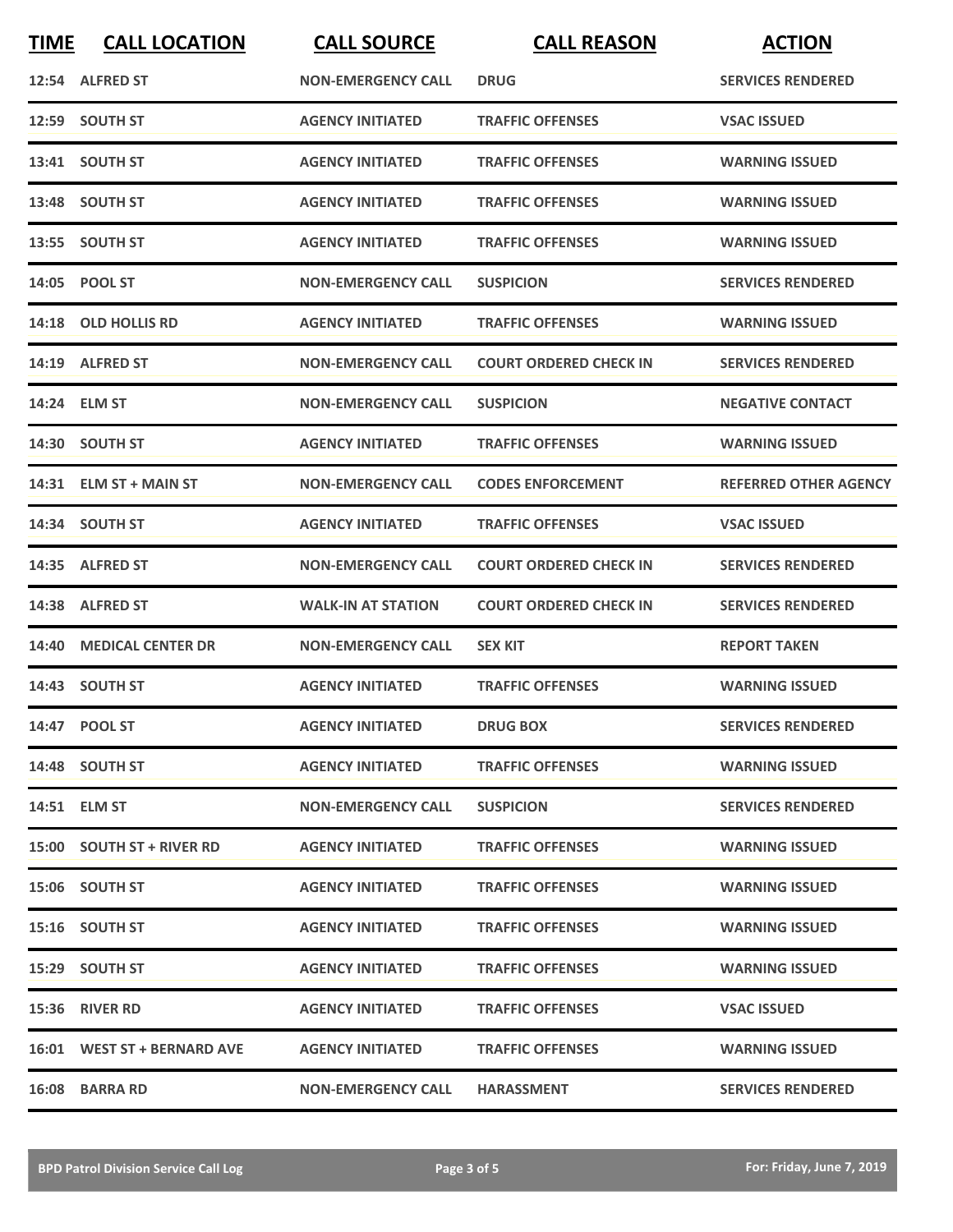| TIME | CALL LOCATION | CALL SOURCE | CALL REASON | ACTION |
|---|---|---|---|---|
| 12:54 | ALFRED ST | NON-EMERGENCY CALL | DRUG | SERVICES RENDERED |
| 12:59 | SOUTH ST | AGENCY INITIATED | TRAFFIC OFFENSES | VSAC ISSUED |
| 13:41 | SOUTH ST | AGENCY INITIATED | TRAFFIC OFFENSES | WARNING ISSUED |
| 13:48 | SOUTH ST | AGENCY INITIATED | TRAFFIC OFFENSES | WARNING ISSUED |
| 13:55 | SOUTH ST | AGENCY INITIATED | TRAFFIC OFFENSES | WARNING ISSUED |
| 14:05 | POOL ST | NON-EMERGENCY CALL | SUSPICION | SERVICES RENDERED |
| 14:18 | OLD HOLLIS RD | AGENCY INITIATED | TRAFFIC OFFENSES | WARNING ISSUED |
| 14:19 | ALFRED ST | NON-EMERGENCY CALL | COURT ORDERED CHECK IN | SERVICES RENDERED |
| 14:24 | ELM ST | NON-EMERGENCY CALL | SUSPICION | NEGATIVE CONTACT |
| 14:30 | SOUTH ST | AGENCY INITIATED | TRAFFIC OFFENSES | WARNING ISSUED |
| 14:31 | ELM ST + MAIN ST | NON-EMERGENCY CALL | CODES ENFORCEMENT | REFERRED OTHER AGENCY |
| 14:34 | SOUTH ST | AGENCY INITIATED | TRAFFIC OFFENSES | VSAC ISSUED |
| 14:35 | ALFRED ST | NON-EMERGENCY CALL | COURT ORDERED CHECK IN | SERVICES RENDERED |
| 14:38 | ALFRED ST | WALK-IN AT STATION | COURT ORDERED CHECK IN | SERVICES RENDERED |
| 14:40 | MEDICAL CENTER DR | NON-EMERGENCY CALL | SEX KIT | REPORT TAKEN |
| 14:43 | SOUTH ST | AGENCY INITIATED | TRAFFIC OFFENSES | WARNING ISSUED |
| 14:47 | POOL ST | AGENCY INITIATED | DRUG BOX | SERVICES RENDERED |
| 14:48 | SOUTH ST | AGENCY INITIATED | TRAFFIC OFFENSES | WARNING ISSUED |
| 14:51 | ELM ST | NON-EMERGENCY CALL | SUSPICION | SERVICES RENDERED |
| 15:00 | SOUTH ST + RIVER RD | AGENCY INITIATED | TRAFFIC OFFENSES | WARNING ISSUED |
| 15:06 | SOUTH ST | AGENCY INITIATED | TRAFFIC OFFENSES | WARNING ISSUED |
| 15:16 | SOUTH ST | AGENCY INITIATED | TRAFFIC OFFENSES | WARNING ISSUED |
| 15:29 | SOUTH ST | AGENCY INITIATED | TRAFFIC OFFENSES | WARNING ISSUED |
| 15:36 | RIVER RD | AGENCY INITIATED | TRAFFIC OFFENSES | VSAC ISSUED |
| 16:01 | WEST ST + BERNARD AVE | AGENCY INITIATED | TRAFFIC OFFENSES | WARNING ISSUED |
| 16:08 | BARRA RD | NON-EMERGENCY CALL | HARASSMENT | SERVICES RENDERED |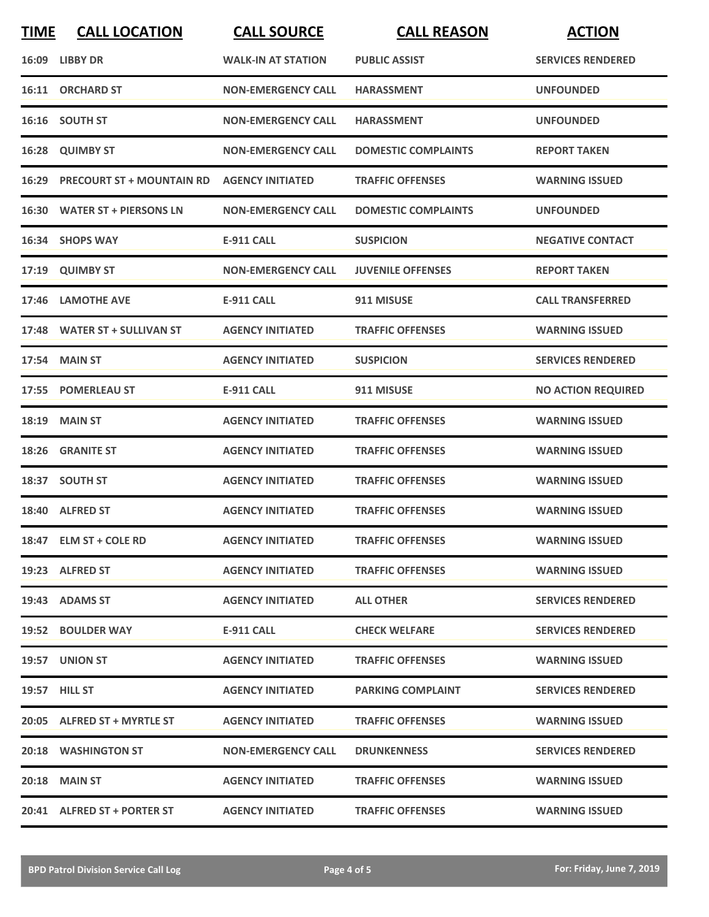| TIME | CALL LOCATION | CALL SOURCE | CALL REASON | ACTION |
|---|---|---|---|---|
| 16:09 | LIBBY DR | WALK-IN AT STATION | PUBLIC ASSIST | SERVICES RENDERED |
| 16:11 | ORCHARD ST | NON-EMERGENCY CALL | HARASSMENT | UNFOUNDED |
| 16:16 | SOUTH ST | NON-EMERGENCY CALL | HARASSMENT | UNFOUNDED |
| 16:28 | QUIMBY ST | NON-EMERGENCY CALL | DOMESTIC COMPLAINTS | REPORT TAKEN |
| 16:29 | PRECOURT ST + MOUNTAIN RD | AGENCY INITIATED | TRAFFIC OFFENSES | WARNING ISSUED |
| 16:30 | WATER ST + PIERSONS LN | NON-EMERGENCY CALL | DOMESTIC COMPLAINTS | UNFOUNDED |
| 16:34 | SHOPS WAY | E-911 CALL | SUSPICION | NEGATIVE CONTACT |
| 17:19 | QUIMBY ST | NON-EMERGENCY CALL | JUVENILE OFFENSES | REPORT TAKEN |
| 17:46 | LAMOTHE AVE | E-911 CALL | 911 MISUSE | CALL TRANSFERRED |
| 17:48 | WATER ST + SULLIVAN ST | AGENCY INITIATED | TRAFFIC OFFENSES | WARNING ISSUED |
| 17:54 | MAIN ST | AGENCY INITIATED | SUSPICION | SERVICES RENDERED |
| 17:55 | POMERLEAU ST | E-911 CALL | 911 MISUSE | NO ACTION REQUIRED |
| 18:19 | MAIN ST | AGENCY INITIATED | TRAFFIC OFFENSES | WARNING ISSUED |
| 18:26 | GRANITE ST | AGENCY INITIATED | TRAFFIC OFFENSES | WARNING ISSUED |
| 18:37 | SOUTH ST | AGENCY INITIATED | TRAFFIC OFFENSES | WARNING ISSUED |
| 18:40 | ALFRED ST | AGENCY INITIATED | TRAFFIC OFFENSES | WARNING ISSUED |
| 18:47 | ELM ST + COLE RD | AGENCY INITIATED | TRAFFIC OFFENSES | WARNING ISSUED |
| 19:23 | ALFRED ST | AGENCY INITIATED | TRAFFIC OFFENSES | WARNING ISSUED |
| 19:43 | ADAMS ST | AGENCY INITIATED | ALL OTHER | SERVICES RENDERED |
| 19:52 | BOULDER WAY | E-911 CALL | CHECK WELFARE | SERVICES RENDERED |
| 19:57 | UNION ST | AGENCY INITIATED | TRAFFIC OFFENSES | WARNING ISSUED |
| 19:57 | HILL ST | AGENCY INITIATED | PARKING COMPLAINT | SERVICES RENDERED |
| 20:05 | ALFRED ST + MYRTLE ST | AGENCY INITIATED | TRAFFIC OFFENSES | WARNING ISSUED |
| 20:18 | WASHINGTON ST | NON-EMERGENCY CALL | DRUNKENNESS | SERVICES RENDERED |
| 20:18 | MAIN ST | AGENCY INITIATED | TRAFFIC OFFENSES | WARNING ISSUED |
| 20:41 | ALFRED ST + PORTER ST | AGENCY INITIATED | TRAFFIC OFFENSES | WARNING ISSUED |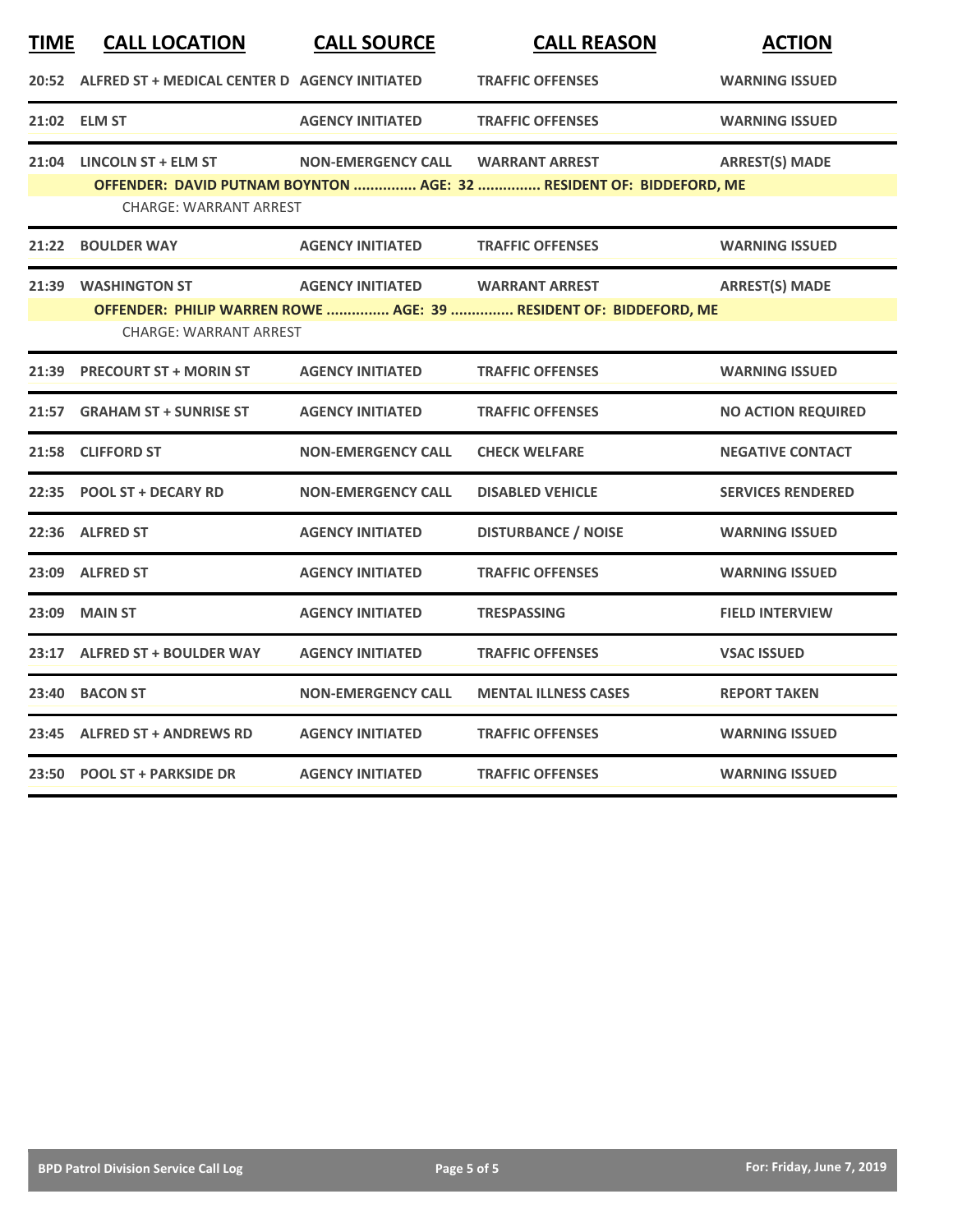| TIME | CALL LOCATION | CALL SOURCE | CALL REASON | ACTION |
|---|---|---|---|---|
| 20:52 | ALFRED ST + MEDICAL CENTER D | AGENCY INITIATED | TRAFFIC OFFENSES | WARNING ISSUED |
| 21:02 | ELM ST | AGENCY INITIATED | TRAFFIC OFFENSES | WARNING ISSUED |
| 21:04 | LINCOLN ST + ELM ST | NON-EMERGENCY CALL | WARRANT ARREST | ARREST(S) MADE |
| | OFFENDER: DAVID PUTNAM BOYNTON ............... AGE: 32 ............... RESIDENT OF: BIDDEFORD, ME | | | |
| | CHARGE: WARRANT ARREST | | | |
| 21:22 | BOULDER WAY | AGENCY INITIATED | TRAFFIC OFFENSES | WARNING ISSUED |
| 21:39 | WASHINGTON ST | AGENCY INITIATED | WARRANT ARREST | ARREST(S) MADE |
| | OFFENDER: PHILIP WARREN ROWE ............... AGE: 39 ............... RESIDENT OF: BIDDEFORD, ME | | | |
| | CHARGE: WARRANT ARREST | | | |
| 21:39 | PRECOURT ST + MORIN ST | AGENCY INITIATED | TRAFFIC OFFENSES | WARNING ISSUED |
| 21:57 | GRAHAM ST + SUNRISE ST | AGENCY INITIATED | TRAFFIC OFFENSES | NO ACTION REQUIRED |
| 21:58 | CLIFFORD ST | NON-EMERGENCY CALL | CHECK WELFARE | NEGATIVE CONTACT |
| 22:35 | POOL ST + DECARY RD | NON-EMERGENCY CALL | DISABLED VEHICLE | SERVICES RENDERED |
| 22:36 | ALFRED ST | AGENCY INITIATED | DISTURBANCE / NOISE | WARNING ISSUED |
| 23:09 | ALFRED ST | AGENCY INITIATED | TRAFFIC OFFENSES | WARNING ISSUED |
| 23:09 | MAIN ST | AGENCY INITIATED | TRESPASSING | FIELD INTERVIEW |
| 23:17 | ALFRED ST + BOULDER WAY | AGENCY INITIATED | TRAFFIC OFFENSES | VSAC ISSUED |
| 23:40 | BACON ST | NON-EMERGENCY CALL | MENTAL ILLNESS CASES | REPORT TAKEN |
| 23:45 | ALFRED ST + ANDREWS RD | AGENCY INITIATED | TRAFFIC OFFENSES | WARNING ISSUED |
| 23:50 | POOL ST + PARKSIDE DR | AGENCY INITIATED | TRAFFIC OFFENSES | WARNING ISSUED |